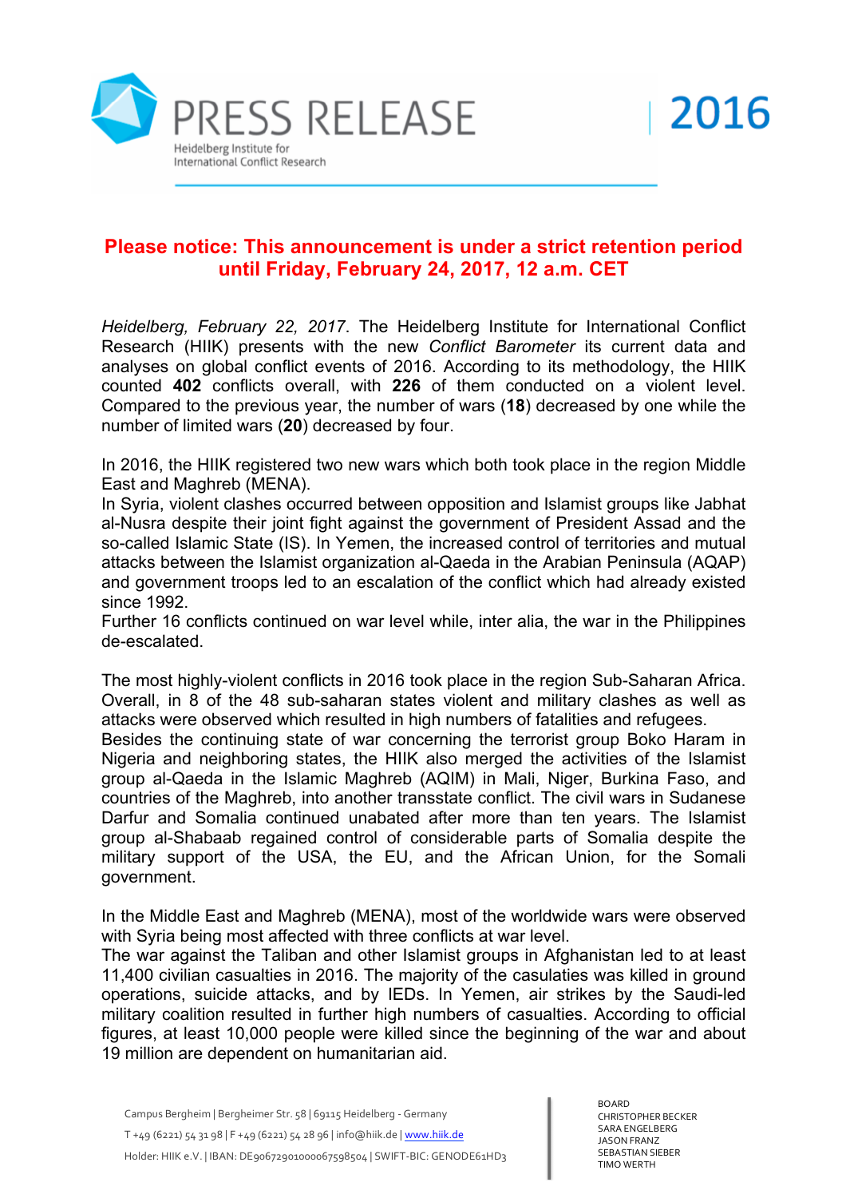# PRESS RELEASE

Heidelberg Institute for International Conflict Research

2016

**Please notice: This announcement is under a strict retention period until Friday, February 24, 2017, 12 a.m. CET**

*Heidelberg, February 22, 2017*. The Heidelberg Institute for International Conflict Research (HIIK) presents with the new *Conflict Barometer* its current data and analyses on global conflict events of 2016. According to its methodology, the HIIK counted **402** conflicts overall, with **226** of them conducted on a violent level. Compared to the previous year, the number of wars (**18**) decreased by one while the number of limited wars (**20**) decreased by four.

In 2016, the HIIK registered two new wars which both took place in the region Middle East and Maghreb (MENA).
In Syria, violent clashes occurred between opposition and Islamist groups like Jabhat al-Nusra despite their joint fight against the government of President Assad and the so-called Islamic State (IS). In Yemen, the increased control of territories and mutual attacks between the Islamist organization al-Qaeda in the Arabian Peninsula (AQAP) and government troops led to an escalation of the conflict which had already existed since 1992.
Further 16 conflicts continued on war level while, inter alia, the war in the Philippines de-escalated.

The most highly-violent conflicts in 2016 took place in the region Sub-Saharan Africa. Overall, in 8 of the 48 sub-saharan states violent and military clashes as well as attacks were observed which resulted in high numbers of fatalities and refugees.
Besides the continuing state of war concerning the terrorist group Boko Haram in Nigeria and neighboring states, the HIIK also merged the activities of the Islamist group al-Qaeda in the Islamic Maghreb (AQIM) in Mali, Niger, Burkina Faso, and countries of the Maghreb, into another transstate conflict. The civil wars in Sudanese Darfur and Somalia continued unabated after more than ten years. The Islamist group al-Shabaab regained control of considerable parts of Somalia despite the military support of the USA, the EU, and the African Union, for the Somali government.

In the Middle East and Maghreb (MENA), most of the worldwide wars were observed with Syria being most affected with three conflicts at war level.
The war against the Taliban and other Islamist groups in Afghanistan led to at least 11,400 civilian casualties in 2016. The majority of the casulaties was killed in ground operations, suicide attacks, and by IEDs. In Yemen, air strikes by the Saudi-led military coalition resulted in further high numbers of casualties. According to official figures, at least 10,000 people were killed since the beginning of the war and about 19 million are dependent on humanitarian aid.

Campus Bergheim | Bergheimer Str. 58 | 69115 Heidelberg - Germany
T +49 (6221) 54 31 98 | F +49 (6221) 54 28 96 | info@hiik.de | www.hiik.de
Holder: HIIK e.V. | IBAN: DE90672901000067598504 | SWIFT-BIC: GENODE61HD3

BOARD
CHRISTOPHER BECKER
SARA ENGELBERG
JASON FRANZ
SEBASTIAN SIEBER
TIMO WERTH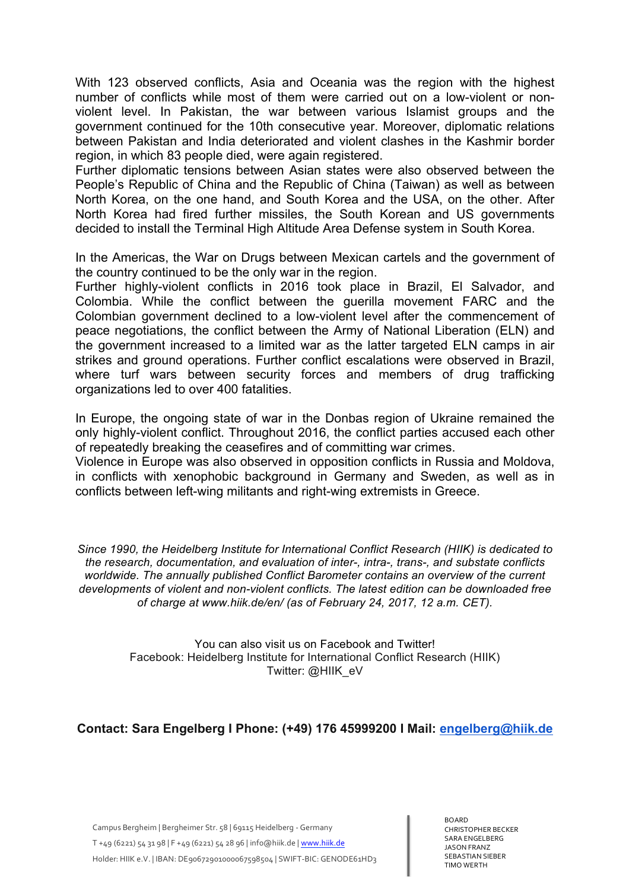With 123 observed conflicts, Asia and Oceania was the region with the highest number of conflicts while most of them were carried out on a low-violent or non-violent level. In Pakistan, the war between various Islamist groups and the government continued for the 10th consecutive year. Moreover, diplomatic relations between Pakistan and India deteriorated and violent clashes in the Kashmir border region, in which 83 people died, were again registered.
Further diplomatic tensions between Asian states were also observed between the People's Republic of China and the Republic of China (Taiwan) as well as between North Korea, on the one hand, and South Korea and the USA, on the other. After North Korea had fired further missiles, the South Korean and US governments decided to install the Terminal High Altitude Area Defense system in South Korea.

In the Americas, the War on Drugs between Mexican cartels and the government of the country continued to be the only war in the region.
Further highly-violent conflicts in 2016 took place in Brazil, El Salvador, and Colombia. While the conflict between the guerilla movement FARC and the Colombian government declined to a low-violent level after the commencement of peace negotiations, the conflict between the Army of National Liberation (ELN) and the government increased to a limited war as the latter targeted ELN camps in air strikes and ground operations. Further conflict escalations were observed in Brazil, where turf wars between security forces and members of drug trafficking organizations led to over 400 fatalities.

In Europe, the ongoing state of war in the Donbas region of Ukraine remained the only highly-violent conflict. Throughout 2016, the conflict parties accused each other of repeatedly breaking the ceasefires and of committing war crimes.
Violence in Europe was also observed in opposition conflicts in Russia and Moldova, in conflicts with xenophobic background in Germany and Sweden, as well as in conflicts between left-wing militants and right-wing extremists in Greece.

*Since 1990, the Heidelberg Institute for International Conflict Research (HIIK) is dedicated to the research, documentation, and evaluation of inter-, intra-, trans-, and substate conflicts worldwide. The annually published Conflict Barometer contains an overview of the current developments of violent and non-violent conflicts. The latest edition can be downloaded free of charge at www.hiik.de/en/ (as of February 24, 2017, 12 a.m. CET).*

You can also visit us on Facebook and Twitter!
Facebook: Heidelberg Institute for International Conflict Research (HIIK)
Twitter: @HIIK_eV

**Contact: Sara Engelberg I Phone: (+49) 176 45999200 I Mail: engelberg@hiik.de**

Campus Bergheim | Bergheimer Str. 58 | 69115 Heidelberg - Germany
T +49 (6221) 54 31 98 | F +49 (6221) 54 28 96 | info@hiik.de | www.hiik.de
Holder: HIIK e.V. | IBAN: DE90672901000067598504 | SWIFT-BIC: GENODE61HD3

BOARD
CHRISTOPHER BECKER
SARA ENGELBERG
JASON FRANZ
SEBASTIAN SIEBER
TIMO WERTH